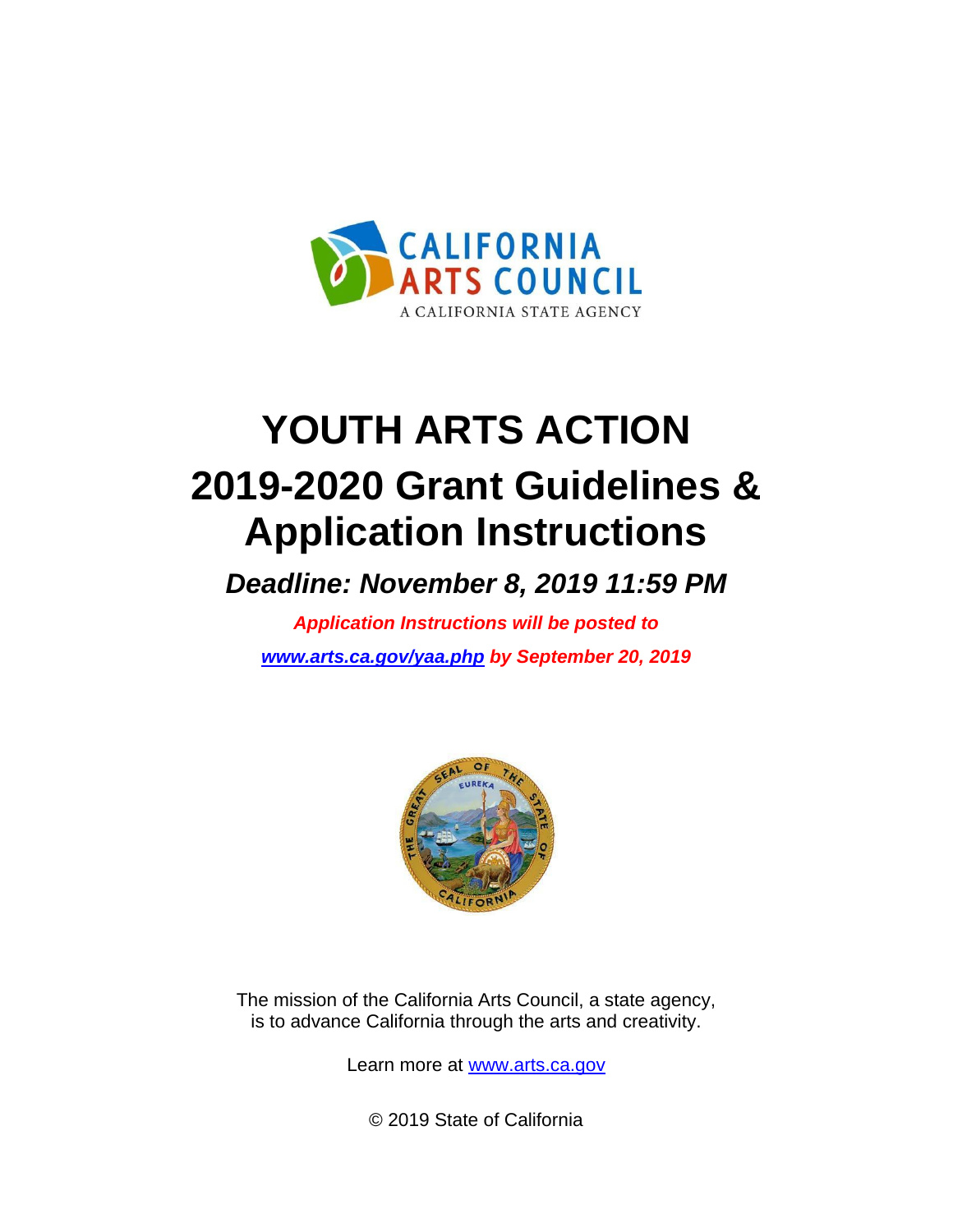CALIFORNIA ARTS COUNCIL

A CALIFORNIA STATE AGENCY

# YOUTH ARTS ACTION

# 2019-2020 Grant Guidelines & Application Instructions

***Deadline: November 8, 2019 11:59 PM***

***Application Instructions will be posted to [www.arts.ca.gov/yaa.php](www.arts.ca.gov/yaa.php) by September 20, 2019***

The mission of the California Arts Council, a state agency, is to advance California through the arts and creativity.

Learn more at [www.arts.ca.gov](www.arts.ca.gov)

© 2019 State of California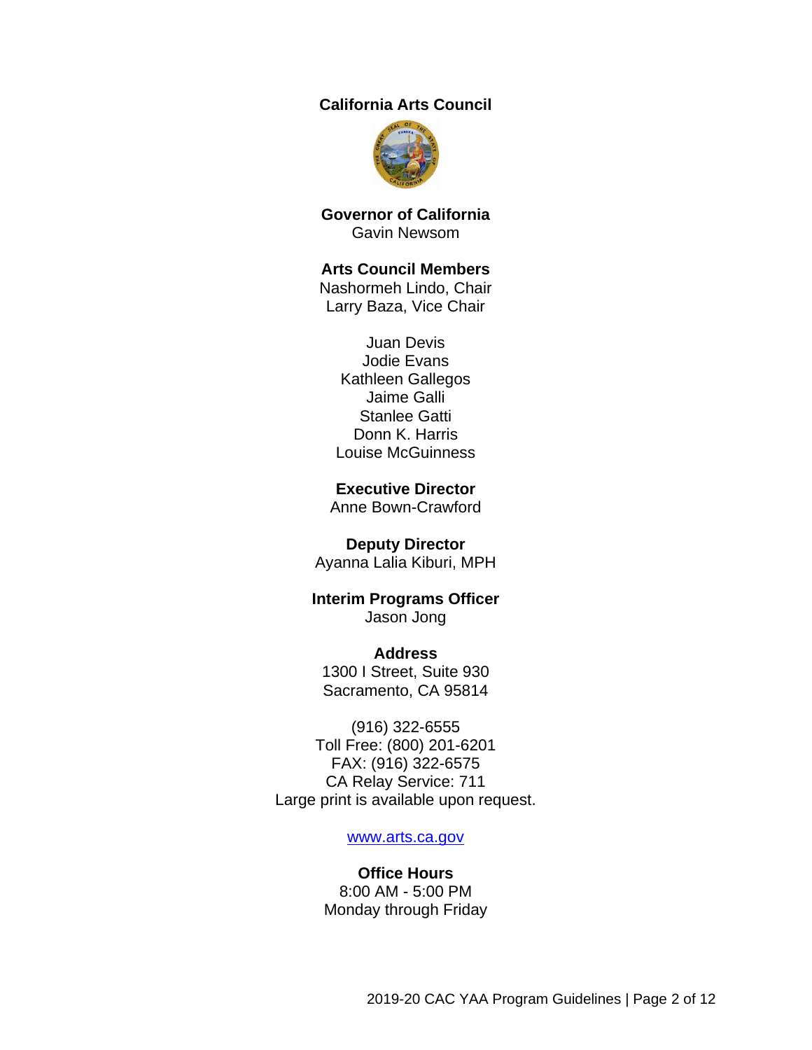**California Arts Council**

**Governor of California**
Gavin Newsom

**Arts Council Members**
Nashormeh Lindo, Chair
Larry Baza, Vice Chair

Juan Devis
Jodie Evans
Kathleen Gallegos
Jaime Galli
Stanlee Gatti
Donn K. Harris
Louise McGuinness

**Executive Director**
Anne Bown-Crawford

**Deputy Director**
Ayanna Lalia Kiburi, MPH

**Interim Programs Officer**
Jason Jong

**Address**
1300 I Street, Suite 930
Sacramento, CA 95814

(916) 322-6555
Toll Free: (800) 201-6201
FAX: (916) 322-6575
CA Relay Service: 711
Large print is available upon request.

www.arts.ca.gov

**Office Hours**
8:00 AM - 5:00 PM
Monday through Friday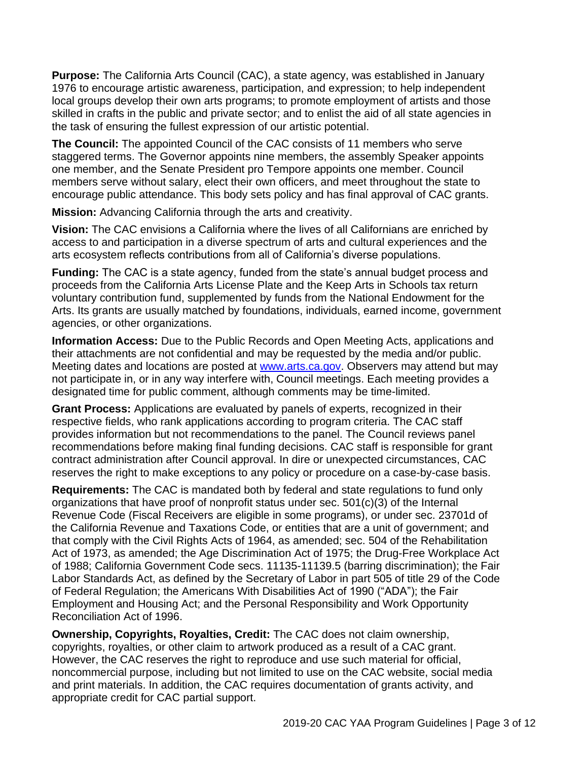**Purpose:** The California Arts Council (CAC), a state agency, was established in January 1976 to encourage artistic awareness, participation, and expression; to help independent local groups develop their own arts programs; to promote employment of artists and those skilled in crafts in the public and private sector; and to enlist the aid of all state agencies in the task of ensuring the fullest expression of our artistic potential.

**The Council:** The appointed Council of the CAC consists of 11 members who serve staggered terms. The Governor appoints nine members, the assembly Speaker appoints one member, and the Senate President pro Tempore appoints one member. Council members serve without salary, elect their own officers, and meet throughout the state to encourage public attendance. This body sets policy and has final approval of CAC grants.

**Mission:** Advancing California through the arts and creativity.

**Vision:** The CAC envisions a California where the lives of all Californians are enriched by access to and participation in a diverse spectrum of arts and cultural experiences and the arts ecosystem reflects contributions from all of California's diverse populations.

**Funding:** The CAC is a state agency, funded from the state's annual budget process and proceeds from the California Arts License Plate and the Keep Arts in Schools tax return voluntary contribution fund, supplemented by funds from the National Endowment for the Arts. Its grants are usually matched by foundations, individuals, earned income, government agencies, or other organizations.

**Information Access:** Due to the Public Records and Open Meeting Acts, applications and their attachments are not confidential and may be requested by the media and/or public. Meeting dates and locations are posted at [www.arts.ca.gov](http://www.arts.ca.gov). Observers may attend but may not participate in, or in any way interfere with, Council meetings. Each meeting provides a designated time for public comment, although comments may be time-limited.

**Grant Process:** Applications are evaluated by panels of experts, recognized in their respective fields, who rank applications according to program criteria. The CAC staff provides information but not recommendations to the panel. The Council reviews panel recommendations before making final funding decisions. CAC staff is responsible for grant contract administration after Council approval. In dire or unexpected circumstances, CAC reserves the right to make exceptions to any policy or procedure on a case-by-case basis.

**Requirements:** The CAC is mandated both by federal and state regulations to fund only organizations that have proof of nonprofit status under sec. 501(c)(3) of the Internal Revenue Code (Fiscal Receivers are eligible in some programs), or under sec. 23701d of the California Revenue and Taxations Code, or entities that are a unit of government; and that comply with the Civil Rights Acts of 1964, as amended; sec. 504 of the Rehabilitation Act of 1973, as amended; the Age Discrimination Act of 1975; the Drug-Free Workplace Act of 1988; California Government Code secs. 11135-11139.5 (barring discrimination); the Fair Labor Standards Act, as defined by the Secretary of Labor in part 505 of title 29 of the Code of Federal Regulation; the Americans With Disabilities Act of 1990 ("ADA"); the Fair Employment and Housing Act; and the Personal Responsibility and Work Opportunity Reconciliation Act of 1996.

**Ownership, Copyrights, Royalties, Credit:** The CAC does not claim ownership, copyrights, royalties, or other claim to artwork produced as a result of a CAC grant. However, the CAC reserves the right to reproduce and use such material for official, noncommercial purpose, including but not limited to use on the CAC website, social media and print materials. In addition, the CAC requires documentation of grants activity, and appropriate credit for CAC partial support.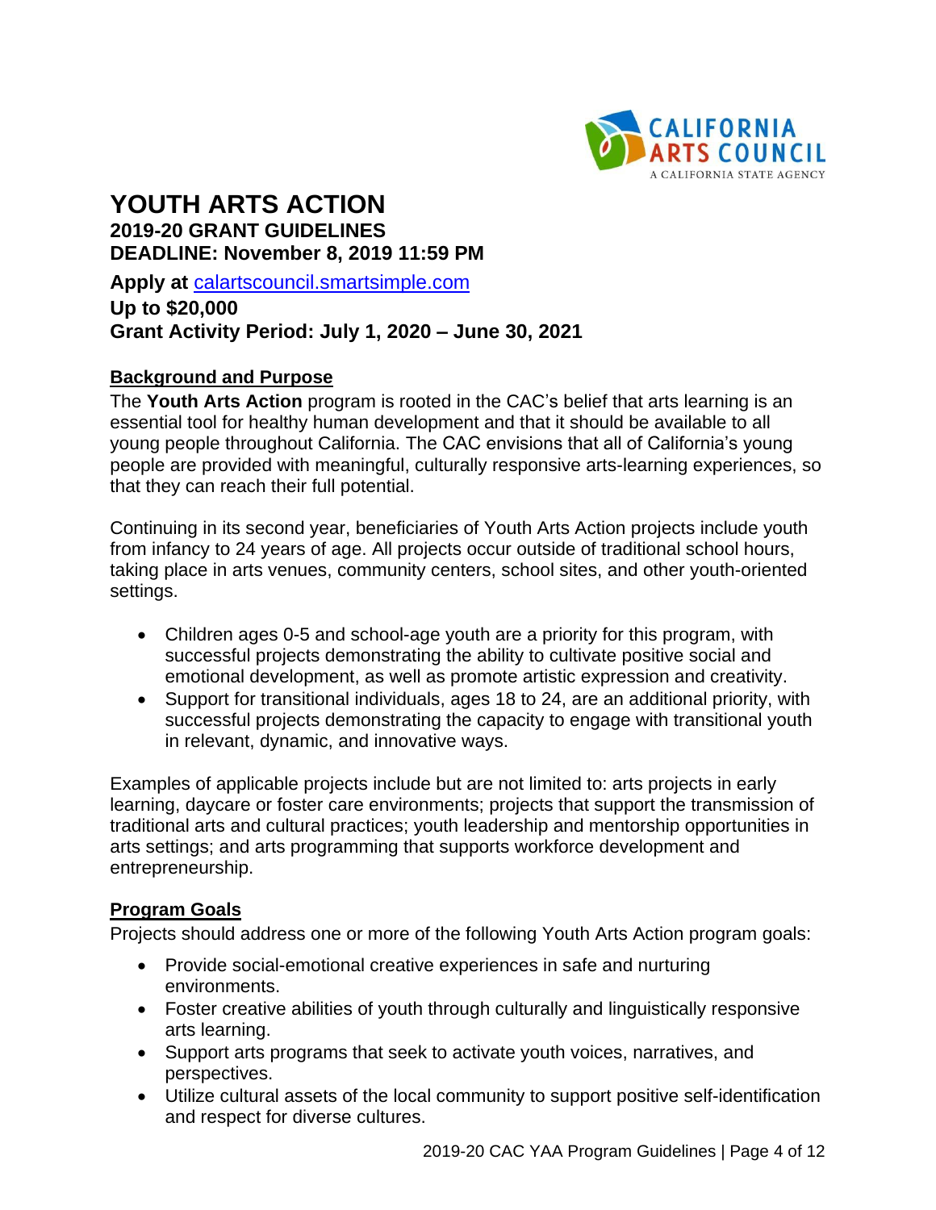# YOUTH ARTS ACTION

**2019-20 GRANT GUIDELINES**

**DEADLINE: November 8, 2019 11:59 PM**

**Apply at** calartscouncil.smartsimple.com

**Up to $20,000**

**Grant Activity Period: July 1, 2020 – June 30, 2021**

## Background and Purpose

The **Youth Arts Action** program is rooted in the CAC's belief that arts learning is an essential tool for healthy human development and that it should be available to all young people throughout California. The CAC envisions that all of California's young people are provided with meaningful, culturally responsive arts-learning experiences, so that they can reach their full potential.

Continuing in its second year, beneficiaries of Youth Arts Action projects include youth from infancy to 24 years of age. All projects occur outside of traditional school hours, taking place in arts venues, community centers, school sites, and other youth-oriented settings.

- Children ages 0-5 and school-age youth are a priority for this program, with successful projects demonstrating the ability to cultivate positive social and emotional development, as well as promote artistic expression and creativity.
- Support for transitional individuals, ages 18 to 24, are an additional priority, with successful projects demonstrating the capacity to engage with transitional youth in relevant, dynamic, and innovative ways.

Examples of applicable projects include but are not limited to: arts projects in early learning, daycare or foster care environments; projects that support the transmission of traditional arts and cultural practices; youth leadership and mentorship opportunities in arts settings; and arts programming that supports workforce development and entrepreneurship.

## Program Goals

Projects should address one or more of the following Youth Arts Action program goals:

- Provide social-emotional creative experiences in safe and nurturing environments.
- Foster creative abilities of youth through culturally and linguistically responsive arts learning.
- Support arts programs that seek to activate youth voices, narratives, and perspectives.
- Utilize cultural assets of the local community to support positive self-identification and respect for diverse cultures.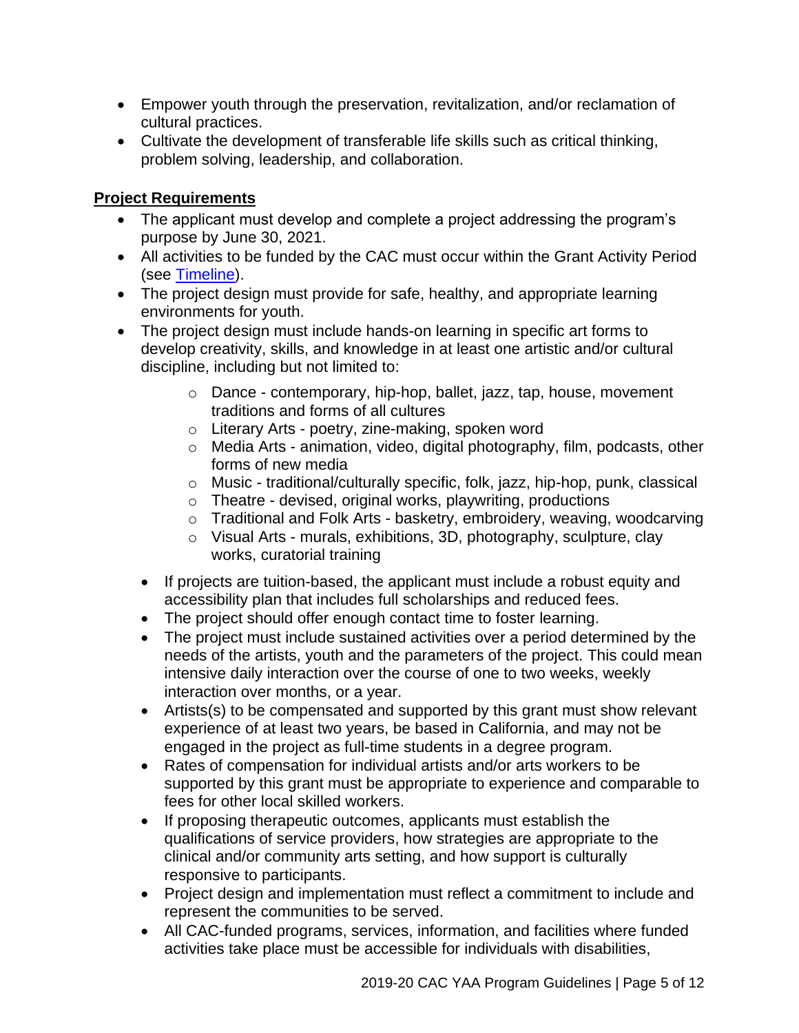- Empower youth through the preservation, revitalization, and/or reclamation of cultural practices.
- Cultivate the development of transferable life skills such as critical thinking, problem solving, leadership, and collaboration.

## Project Requirements

- The applicant must develop and complete a project addressing the program's purpose by June 30, 2021.
- All activities to be funded by the CAC must occur within the Grant Activity Period (see Timeline).
- The project design must provide for safe, healthy, and appropriate learning environments for youth.
- The project design must include hands-on learning in specific art forms to develop creativity, skills, and knowledge in at least one artistic and/or cultural discipline, including but not limited to:
    - Dance - contemporary, hip-hop, ballet, jazz, tap, house, movement traditions and forms of all cultures
    - Literary Arts - poetry, zine-making, spoken word
    - Media Arts - animation, video, digital photography, film, podcasts, other forms of new media
    - Music - traditional/culturally specific, folk, jazz, hip-hop, punk, classical
    - Theatre - devised, original works, playwriting, productions
    - Traditional and Folk Arts - basketry, embroidery, weaving, woodcarving
    - Visual Arts - murals, exhibitions, 3D, photography, sculpture, clay works, curatorial training
- If projects are tuition-based, the applicant must include a robust equity and accessibility plan that includes full scholarships and reduced fees.
- The project should offer enough contact time to foster learning.
- The project must include sustained activities over a period determined by the needs of the artists, youth and the parameters of the project. This could mean intensive daily interaction over the course of one to two weeks, weekly interaction over months, or a year.
- Artists(s) to be compensated and supported by this grant must show relevant experience of at least two years, be based in California, and may not be engaged in the project as full-time students in a degree program.
- Rates of compensation for individual artists and/or arts workers to be supported by this grant must be appropriate to experience and comparable to fees for other local skilled workers.
- If proposing therapeutic outcomes, applicants must establish the qualifications of service providers, how strategies are appropriate to the clinical and/or community arts setting, and how support is culturally responsive to participants.
- Project design and implementation must reflect a commitment to include and represent the communities to be served.
- All CAC-funded programs, services, information, and facilities where funded activities take place must be accessible for individuals with disabilities,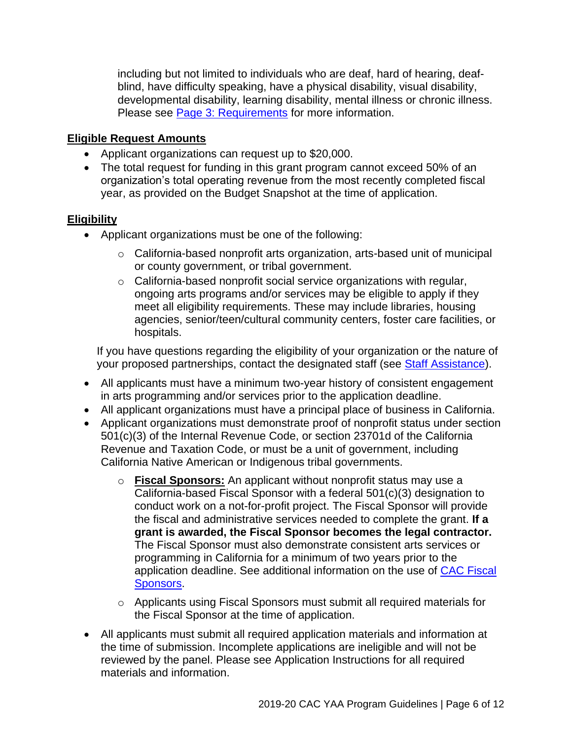including but not limited to individuals who are deaf, hard of hearing, deaf-blind, have difficulty speaking, have a physical disability, visual disability, developmental disability, learning disability, mental illness or chronic illness. Please see Page 3: Requirements for more information.

## Eligible Request Amounts

- Applicant organizations can request up to $20,000.
- The total request for funding in this grant program cannot exceed 50% of an organization's total operating revenue from the most recently completed fiscal year, as provided on the Budget Snapshot at the time of application.

## Eligibility

- Applicant organizations must be one of the following:
  - California-based nonprofit arts organization, arts-based unit of municipal or county government, or tribal government.
  - California-based nonprofit social service organizations with regular, ongoing arts programs and/or services may be eligible to apply if they meet all eligibility requirements. These may include libraries, housing agencies, senior/teen/cultural community centers, foster care facilities, or hospitals.

  If you have questions regarding the eligibility of your organization or the nature of your proposed partnerships, contact the designated staff (see Staff Assistance).

- All applicants must have a minimum two-year history of consistent engagement in arts programming and/or services prior to the application deadline.
- All applicant organizations must have a principal place of business in California.
- Applicant organizations must demonstrate proof of nonprofit status under section 501(c)(3) of the Internal Revenue Code, or section 23701d of the California Revenue and Taxation Code, or must be a unit of government, including California Native American or Indigenous tribal governments.
  - **Fiscal Sponsors:** An applicant without nonprofit status may use a California-based Fiscal Sponsor with a federal 501(c)(3) designation to conduct work on a not-for-profit project. The Fiscal Sponsor will provide the fiscal and administrative services needed to complete the grant. **If a grant is awarded, the Fiscal Sponsor becomes the legal contractor.** The Fiscal Sponsor must also demonstrate consistent arts services or programming in California for a minimum of two years prior to the application deadline. See additional information on the use of CAC Fiscal Sponsors.
  - Applicants using Fiscal Sponsors must submit all required materials for the Fiscal Sponsor at the time of application.
- All applicants must submit all required application materials and information at the time of submission. Incomplete applications are ineligible and will not be reviewed by the panel. Please see Application Instructions for all required materials and information.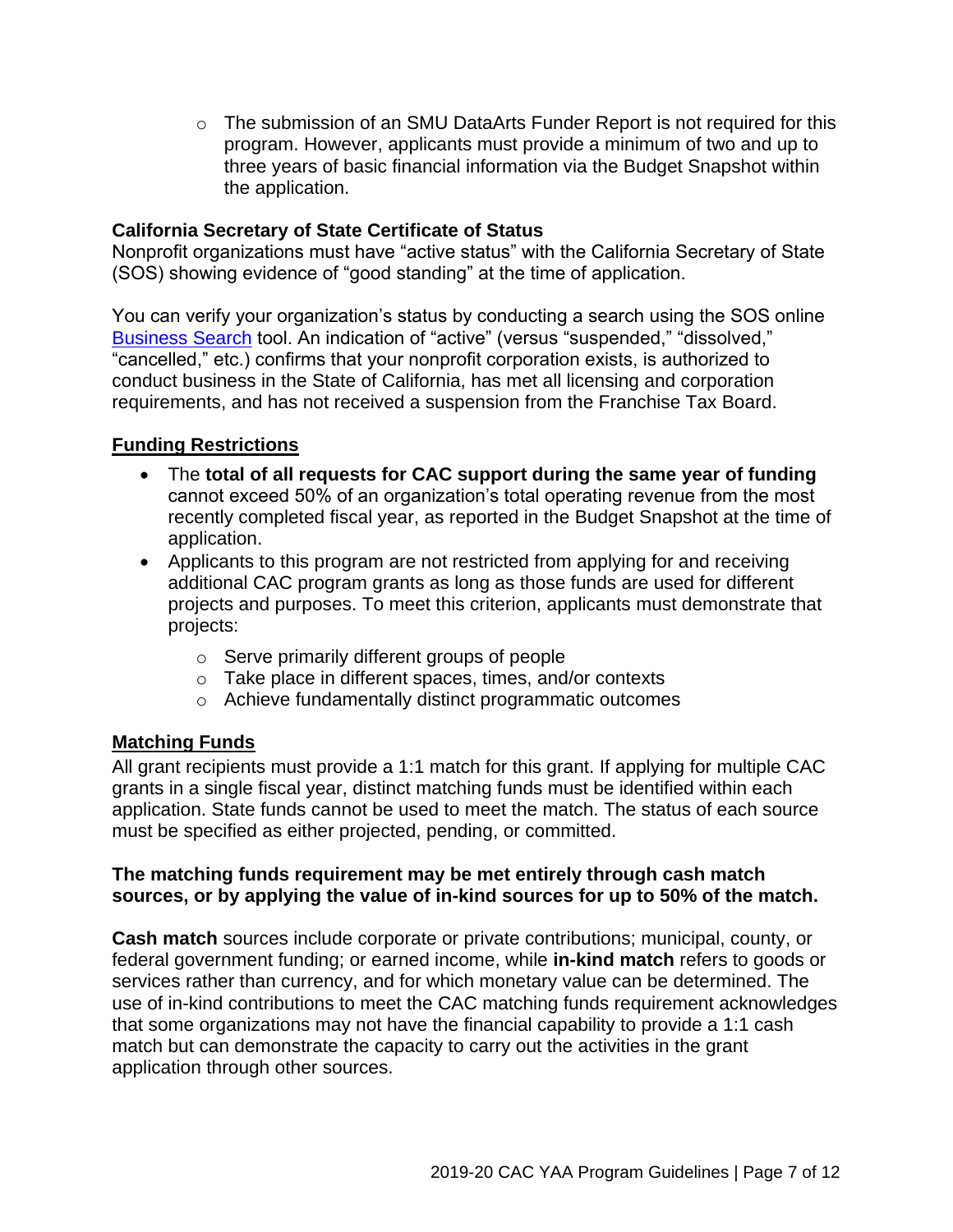- The submission of an SMU DataArts Funder Report is not required for this program. However, applicants must provide a minimum of two and up to three years of basic financial information via the Budget Snapshot within the application.

**California Secretary of State Certificate of Status**

Nonprofit organizations must have "active status" with the California Secretary of State (SOS) showing evidence of "good standing" at the time of application.

You can verify your organization's status by conducting a search using the SOS online Business Search tool. An indication of "active" (versus "suspended," "dissolved," "cancelled," etc.) confirms that your nonprofit corporation exists, is authorized to conduct business in the State of California, has met all licensing and corporation requirements, and has not received a suspension from the Franchise Tax Board.

## Funding Restrictions

- The **total of all requests for CAC support during the same year of funding** cannot exceed 50% of an organization's total operating revenue from the most recently completed fiscal year, as reported in the Budget Snapshot at the time of application.
- Applicants to this program are not restricted from applying for and receiving additional CAC program grants as long as those funds are used for different projects and purposes. To meet this criterion, applicants must demonstrate that projects:
  - Serve primarily different groups of people
  - Take place in different spaces, times, and/or contexts
  - Achieve fundamentally distinct programmatic outcomes

## Matching Funds

All grant recipients must provide a 1:1 match for this grant. If applying for multiple CAC grants in a single fiscal year, distinct matching funds must be identified within each application. State funds cannot be used to meet the match. The status of each source must be specified as either projected, pending, or committed.

**The matching funds requirement may be met entirely through cash match sources, or by applying the value of in-kind sources for up to 50% of the match.**

**Cash match** sources include corporate or private contributions; municipal, county, or federal government funding; or earned income, while **in-kind match** refers to goods or services rather than currency, and for which monetary value can be determined. The use of in-kind contributions to meet the CAC matching funds requirement acknowledges that some organizations may not have the financial capability to provide a 1:1 cash match but can demonstrate the capacity to carry out the activities in the grant application through other sources.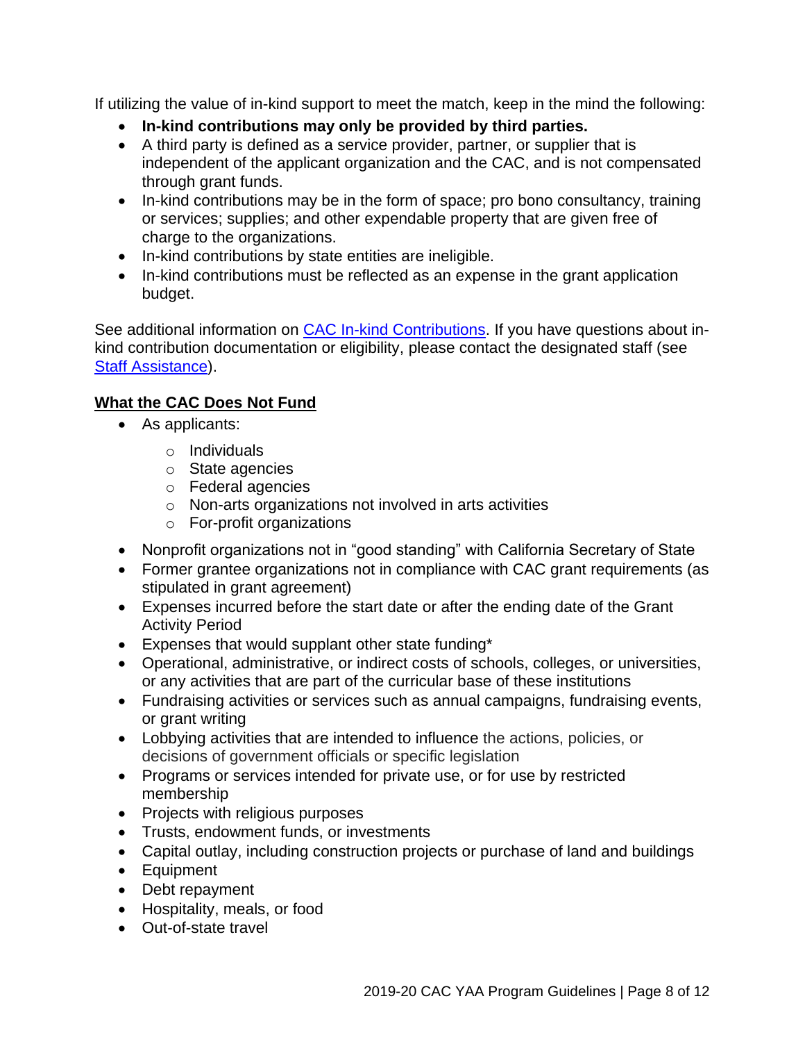If utilizing the value of in-kind support to meet the match, keep in the mind the following:

- **In-kind contributions may only be provided by third parties.**
- A third party is defined as a service provider, partner, or supplier that is independent of the applicant organization and the CAC, and is not compensated through grant funds.
- In-kind contributions may be in the form of space; pro bono consultancy, training or services; supplies; and other expendable property that are given free of charge to the organizations.
- In-kind contributions by state entities are ineligible.
- In-kind contributions must be reflected as an expense in the grant application budget.

See additional information on [CAC In-kind Contributions](). If you have questions about in-kind contribution documentation or eligibility, please contact the designated staff (see [Staff Assistance]()).

## What the CAC Does Not Fund

- As applicants:
  - Individuals
  - State agencies
  - Federal agencies
  - Non-arts organizations not involved in arts activities
  - For-profit organizations
- Nonprofit organizations not in "good standing" with California Secretary of State
- Former grantee organizations not in compliance with CAC grant requirements (as stipulated in grant agreement)
- Expenses incurred before the start date or after the ending date of the Grant Activity Period
- Expenses that would supplant other state funding*
- Operational, administrative, or indirect costs of schools, colleges, or universities, or any activities that are part of the curricular base of these institutions
- Fundraising activities or services such as annual campaigns, fundraising events, or grant writing
- Lobbying activities that are intended to influence the actions, policies, or decisions of government officials or specific legislation
- Programs or services intended for private use, or for use by restricted membership
- Projects with religious purposes
- Trusts, endowment funds, or investments
- Capital outlay, including construction projects or purchase of land and buildings
- Equipment
- Debt repayment
- Hospitality, meals, or food
- Out-of-state travel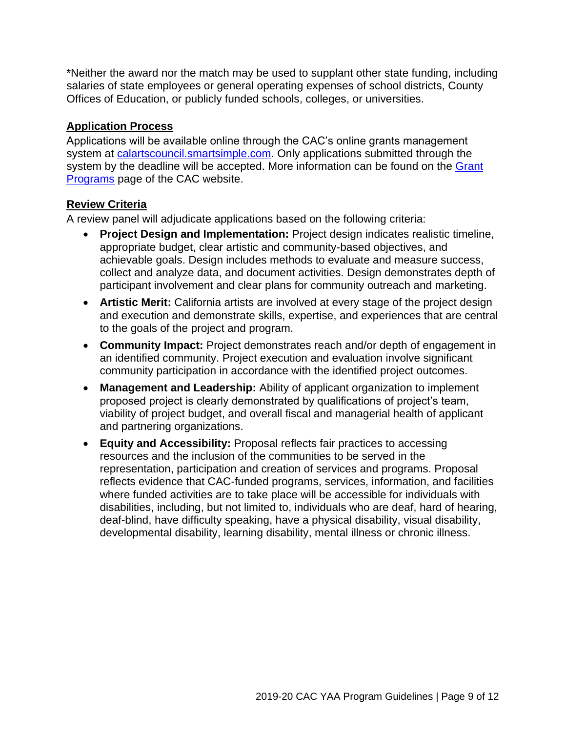*Neither the award nor the match may be used to supplant other state funding, including salaries of state employees or general operating expenses of school districts, County Offices of Education, or publicly funded schools, colleges, or universities.

## Application Process

Applications will be available online through the CAC's online grants management system at calartscouncil.smartsimple.com. Only applications submitted through the system by the deadline will be accepted. More information can be found on the Grant Programs page of the CAC website.

## Review Criteria

A review panel will adjudicate applications based on the following criteria:

- **Project Design and Implementation:** Project design indicates realistic timeline, appropriate budget, clear artistic and community-based objectives, and achievable goals. Design includes methods to evaluate and measure success, collect and analyze data, and document activities. Design demonstrates depth of participant involvement and clear plans for community outreach and marketing.
- **Artistic Merit:** California artists are involved at every stage of the project design and execution and demonstrate skills, expertise, and experiences that are central to the goals of the project and program.
- **Community Impact:** Project demonstrates reach and/or depth of engagement in an identified community. Project execution and evaluation involve significant community participation in accordance with the identified project outcomes.
- **Management and Leadership:** Ability of applicant organization to implement proposed project is clearly demonstrated by qualifications of project's team, viability of project budget, and overall fiscal and managerial health of applicant and partnering organizations.
- **Equity and Accessibility:** Proposal reflects fair practices to accessing resources and the inclusion of the communities to be served in the representation, participation and creation of services and programs. Proposal reflects evidence that CAC-funded programs, services, information, and facilities where funded activities are to take place will be accessible for individuals with disabilities, including, but not limited to, individuals who are deaf, hard of hearing, deaf-blind, have difficulty speaking, have a physical disability, visual disability, developmental disability, learning disability, mental illness or chronic illness.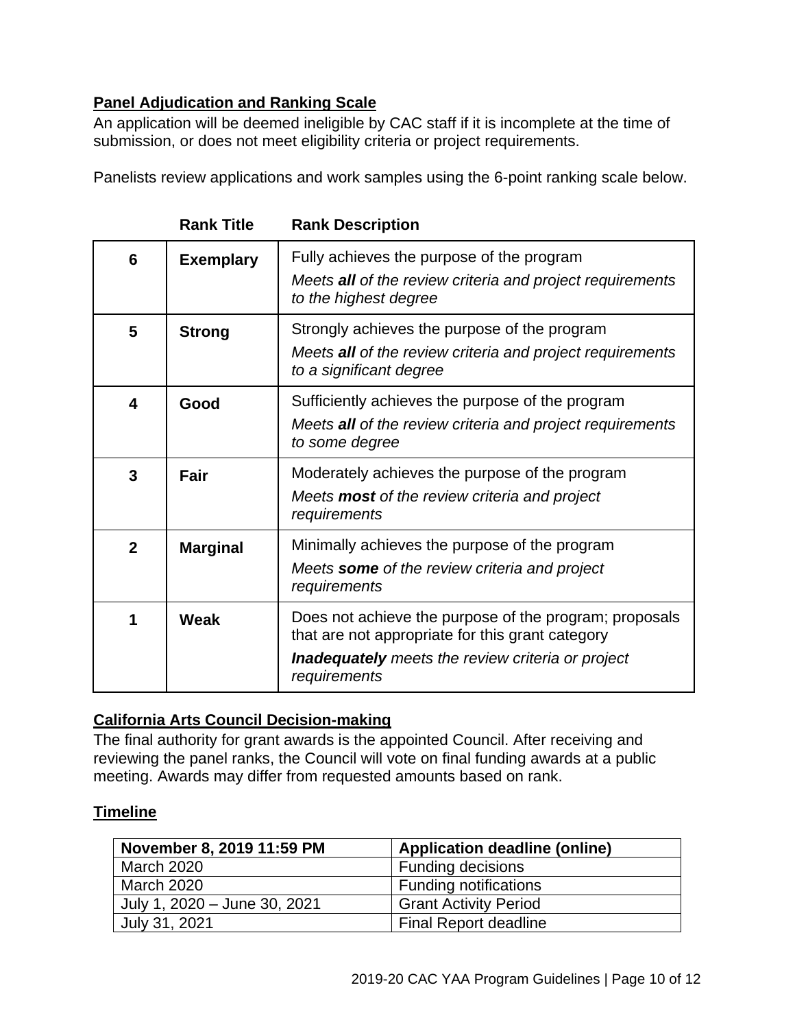## Panel Adjudication and Ranking Scale

An application will be deemed ineligible by CAC staff if it is incomplete at the time of submission, or does not meet eligibility criteria or project requirements.

Panelists review applications and work samples using the 6-point ranking scale below.

| | Rank Title | Rank Description |
|---|---|---|
| 6 | **Exemplary** | Fully achieves the purpose of the program<br>*Meets **all** of the review criteria and project requirements to the highest degree* |
| 5 | **Strong** | Strongly achieves the purpose of the program<br>*Meets **all** of the review criteria and project requirements to a significant degree* |
| 4 | **Good** | Sufficiently achieves the purpose of the program<br>*Meets **all** of the review criteria and project requirements to some degree* |
| 3 | **Fair** | Moderately achieves the purpose of the program<br>*Meets **most** of the review criteria and project requirements* |
| 2 | **Marginal** | Minimally achieves the purpose of the program<br>*Meets **some** of the review criteria and project requirements* |
| 1 | **Weak** | Does not achieve the purpose of the program; proposals that are not appropriate for this grant category<br>***Inadequately** meets the review criteria or project requirements* |

## California Arts Council Decision-making

The final authority for grant awards is the appointed Council. After receiving and reviewing the panel ranks, the Council will vote on final funding awards at a public meeting. Awards may differ from requested amounts based on rank.

## Timeline

| November 8, 2019 11:59 PM | Application deadline (online) |
|---|---|
| March 2020 | Funding decisions |
| March 2020 | Funding notifications |
| July 1, 2020 – June 30, 2021 | Grant Activity Period |
| July 31, 2021 | Final Report deadline |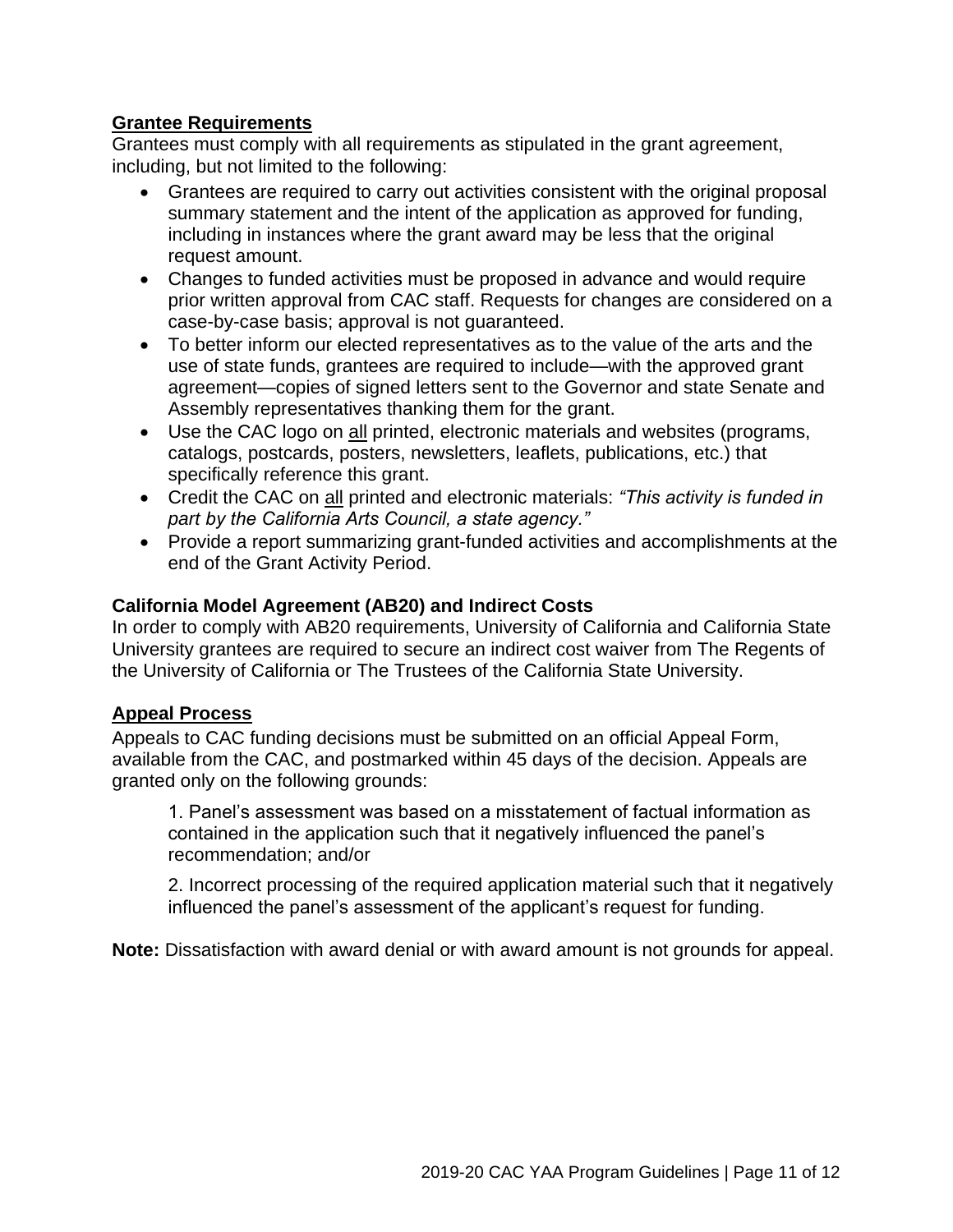## Grantee Requirements

Grantees must comply with all requirements as stipulated in the grant agreement, including, but not limited to the following:

- Grantees are required to carry out activities consistent with the original proposal summary statement and the intent of the application as approved for funding, including in instances where the grant award may be less that the original request amount.
- Changes to funded activities must be proposed in advance and would require prior written approval from CAC staff. Requests for changes are considered on a case-by-case basis; approval is not guaranteed.
- To better inform our elected representatives as to the value of the arts and the use of state funds, grantees are required to include—with the approved grant agreement—copies of signed letters sent to the Governor and state Senate and Assembly representatives thanking them for the grant.
- Use the CAC logo on <u>all</u> printed, electronic materials and websites (programs, catalogs, postcards, posters, newsletters, leaflets, publications, etc.) that specifically reference this grant.
- Credit the CAC on <u>all</u> printed and electronic materials: *"This activity is funded in part by the California Arts Council, a state agency."*
- Provide a report summarizing grant-funded activities and accomplishments at the end of the Grant Activity Period.

### California Model Agreement (AB20) and Indirect Costs

In order to comply with AB20 requirements, University of California and California State University grantees are required to secure an indirect cost waiver from The Regents of the University of California or The Trustees of the California State University.

## Appeal Process

Appeals to CAC funding decisions must be submitted on an official Appeal Form, available from the CAC, and postmarked within 45 days of the decision. Appeals are granted only on the following grounds:

1. Panel's assessment was based on a misstatement of factual information as contained in the application such that it negatively influenced the panel's recommendation; and/or

2. Incorrect processing of the required application material such that it negatively influenced the panel's assessment of the applicant's request for funding.

**Note:** Dissatisfaction with award denial or with award amount is not grounds for appeal.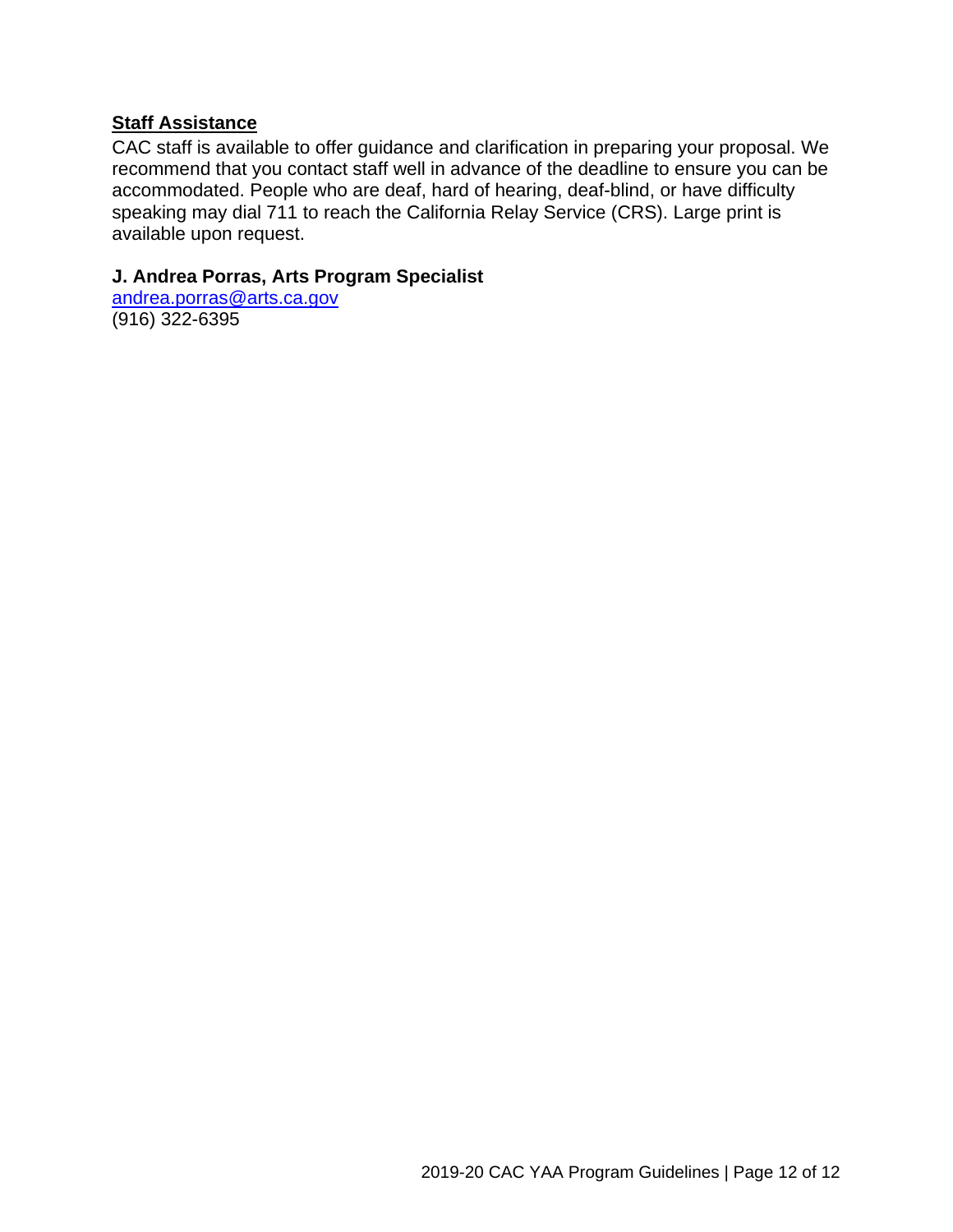## Staff Assistance

CAC staff is available to offer guidance and clarification in preparing your proposal. We recommend that you contact staff well in advance of the deadline to ensure you can be accommodated. People who are deaf, hard of hearing, deaf-blind, or have difficulty speaking may dial 711 to reach the California Relay Service (CRS). Large print is available upon request.

**J. Andrea Porras, Arts Program Specialist**
andrea.porras@arts.ca.gov
(916) 322-6395